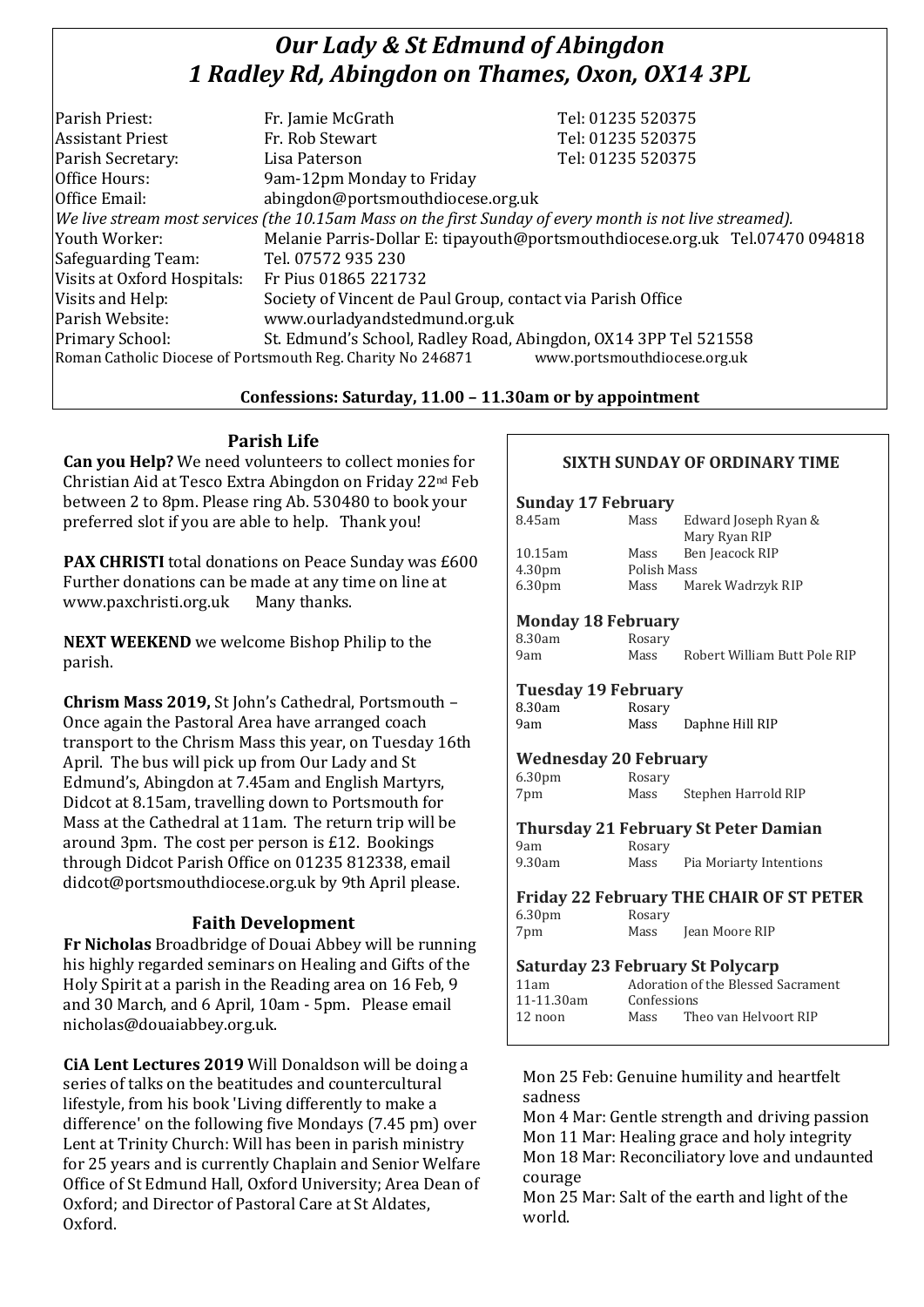# *Our Lady & St Edmund of Abingdon*
# *1 Radley Rd, Abingdon on Thames, Oxon, OX14 3PL*

| | | |
|---|---|---|
| Parish Priest: | Fr. Jamie McGrath | Tel: 01235 520375 |
| Assistant Priest | Fr. Rob Stewart | Tel: 01235 520375 |
| Parish Secretary: | Lisa Paterson | Tel: 01235 520375 |
| Office Hours: | 9am-12pm Monday to Friday | |
| Office Email: | abingdon@portsmouthdiocese.org.uk | |

*We live stream most services (the 10.15am Mass on the first Sunday of every month is not live streamed).*

| | |
|---|---|
| Youth Worker: | Melanie Parris-Dollar E: tipayouth@portsmouthdiocese.org.uk Tel.07470 094818 |
| Safeguarding Team: | Tel. 07572 935 230 |
| Visits at Oxford Hospitals: | Fr Pius 01865 221732 |
| Visits and Help: | Society of Vincent de Paul Group, contact via Parish Office |
| Parish Website: | www.ourladyandstedmund.org.uk |
| Primary School: | St. Edmund's School, Radley Road, Abingdon, OX14 3PP Tel 521558 |

Roman Catholic Diocese of Portsmouth Reg. Charity No 246871 www.portsmouthdiocese.org.uk

**Confessions: Saturday, 11.00 – 11.30am or by appointment**

## Parish Life

**Can you Help?** We need volunteers to collect monies for Christian Aid at Tesco Extra Abingdon on Friday 22nd Feb between 2 to 8pm. Please ring Ab. 530480 to book your preferred slot if you are able to help. Thank you!

**PAX CHRISTI** total donations on Peace Sunday was £600 Further donations can be made at any time on line at www.paxchristi.org.uk Many thanks.

**NEXT WEEKEND** we welcome Bishop Philip to the parish.

**Chrism Mass 2019,** St John's Cathedral, Portsmouth – Once again the Pastoral Area have arranged coach transport to the Chrism Mass this year, on Tuesday 16th April. The bus will pick up from Our Lady and St Edmund's, Abingdon at 7.45am and English Martyrs, Didcot at 8.15am, travelling down to Portsmouth for Mass at the Cathedral at 11am. The return trip will be around 3pm. The cost per person is £12. Bookings through Didcot Parish Office on 01235 812338, email didcot@portsmouthdiocese.org.uk by 9th April please.

## Faith Development

**Fr Nicholas** Broadbridge of Douai Abbey will be running his highly regarded seminars on Healing and Gifts of the Holy Spirit at a parish in the Reading area on 16 Feb, 9 and 30 March, and 6 April, 10am - 5pm. Please email nicholas@douaiabbey.org.uk.

**CiA Lent Lectures 2019** Will Donaldson will be doing a series of talks on the beatitudes and countercultural lifestyle, from his book 'Living differently to make a difference' on the following five Mondays (7.45 pm) over Lent at Trinity Church: Will has been in parish ministry for 25 years and is currently Chaplain and Senior Welfare Office of St Edmund Hall, Oxford University; Area Dean of Oxford; and Director of Pastoral Care at St Aldates, Oxford.

Mon 25 Feb: Genuine humility and heartfelt sadness

Mon 4 Mar: Gentle strength and driving passion

Mon 11 Mar: Healing grace and holy integrity

Mon 18 Mar: Reconciliatory love and undaunted courage

Mon 25 Mar: Salt of the earth and light of the world.

## SIXTH SUNDAY OF ORDINARY TIME

### Sunday 17 February

| | | |
|---|---|---|
| 8.45am | Mass | Edward Joseph Ryan & Mary Ryan RIP |
| 10.15am | Mass | Ben Jeacock RIP |
| 4.30pm | Polish Mass | |
| 6.30pm | Mass | Marek Wadrzyk RIP |

### Monday 18 February

| | | |
|---|---|---|
| 8.30am | Rosary | |
| 9am | Mass | Robert William Butt Pole RIP |

### Tuesday 19 February

| | | |
|---|---|---|
| 8.30am | Rosary | |
| 9am | Mass | Daphne Hill RIP |

### Wednesday 20 February

| | | |
|---|---|---|
| 6.30pm | Rosary | |
| 7pm | Mass | Stephen Harrold RIP |

### Thursday 21 February St Peter Damian

| | | |
|---|---|---|
| 9am | Rosary | |
| 9.30am | Mass | Pia Moriarty Intentions |

### Friday 22 February THE CHAIR OF ST PETER

| | | |
|---|---|---|
| 6.30pm | Rosary | |
| 7pm | Mass | Jean Moore RIP |

### Saturday 23 February St Polycarp

| | | |
|---|---|---|
| 11am | Adoration of the Blessed Sacrament | |
| 11-11.30am | Confessions | |
| 12 noon | Mass | Theo van Helvoort RIP |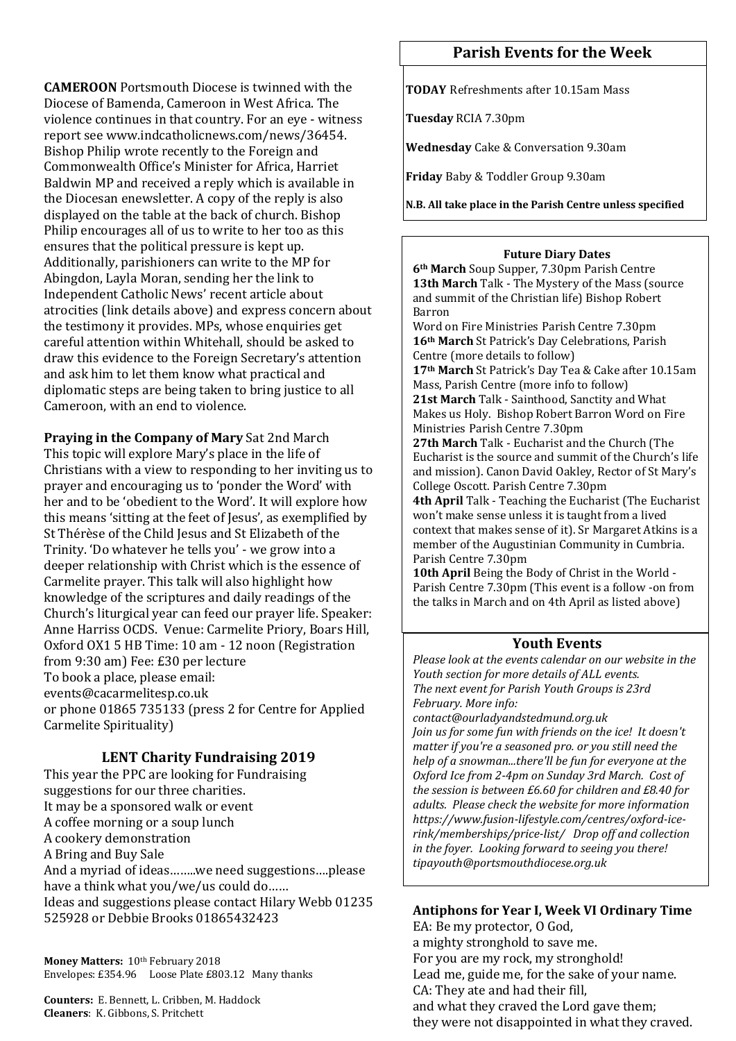**CAMEROON** Portsmouth Diocese is twinned with the Diocese of Bamenda, Cameroon in West Africa. The violence continues in that country. For an eye - witness report see www.indcatholicnews.com/news/36454. Bishop Philip wrote recently to the Foreign and Commonwealth Office's Minister for Africa, Harriet Baldwin MP and received a reply which is available in the Diocesan enewsletter. A copy of the reply is also displayed on the table at the back of church. Bishop Philip encourages all of us to write to her too as this ensures that the political pressure is kept up. Additionally, parishioners can write to the MP for Abingdon, Layla Moran, sending her the link to Independent Catholic News' recent article about atrocities (link details above) and express concern about the testimony it provides. MPs, whose enquiries get careful attention within Whitehall, should be asked to draw this evidence to the Foreign Secretary's attention and ask him to let them know what practical and diplomatic steps are being taken to bring justice to all Cameroon, with an end to violence.

**Praying in the Company of Mary** Sat 2nd March
This topic will explore Mary's place in the life of Christians with a view to responding to her inviting us to prayer and encouraging us to 'ponder the Word' with her and to be 'obedient to the Word'. It will explore how this means 'sitting at the feet of Jesus', as exemplified by St Thérèse of the Child Jesus and St Elizabeth of the Trinity. 'Do whatever he tells you' - we grow into a deeper relationship with Christ which is the essence of Carmelite prayer. This talk will also highlight how knowledge of the scriptures and daily readings of the Church's liturgical year can feed our prayer life. Speaker: Anne Harriss OCDS. Venue: Carmelite Priory, Boars Hill, Oxford OX1 5 HB Time: 10 am - 12 noon (Registration from 9:30 am) Fee: £30 per lecture
To book a place, please email:
events@cacarmelitesp.co.uk
or phone 01865 735133 (press 2 for Centre for Applied Carmelite Spirituality)

## LENT Charity Fundraising 2019

This year the PPC are looking for Fundraising suggestions for our three charities.
It may be a sponsored walk or event
A coffee morning or a soup lunch
A cookery demonstration
A Bring and Buy Sale
And a myriad of ideas……..we need suggestions….please have a think what you/we/us could do……
Ideas and suggestions please contact Hilary Webb 01235 525928 or Debbie Brooks 01865432423

**Money Matters:** 10th February 2018
Envelopes: £354.96 Loose Plate £803.12 Many thanks

**Counters:** E. Bennett, L. Cribben, M. Haddock
**Cleaners**: K. Gibbons, S. Pritchett

## Parish Events for the Week

**TODAY** Refreshments after 10.15am Mass

**Tuesday** RCIA 7.30pm

**Wednesday** Cake & Conversation 9.30am

**Friday** Baby & Toddler Group 9.30am

**N.B. All take place in the Parish Centre unless specified**

### Future Diary Dates

**6th March** Soup Supper, 7.30pm Parish Centre
**13th March** Talk - The Mystery of the Mass (source and summit of the Christian life) Bishop Robert Barron
Word on Fire Ministries Parish Centre 7.30pm
**16th March** St Patrick's Day Celebrations, Parish Centre (more details to follow)
**17th March** St Patrick's Day Tea & Cake after 10.15am Mass, Parish Centre (more info to follow)
**21st March** Talk - Sainthood, Sanctity and What Makes us Holy. Bishop Robert Barron Word on Fire Ministries Parish Centre 7.30pm
**27th March** Talk - Eucharist and the Church (The Eucharist is the source and summit of the Church's life and mission). Canon David Oakley, Rector of St Mary's College Oscott. Parish Centre 7.30pm
**4th April** Talk - Teaching the Eucharist (The Eucharist won't make sense unless it is taught from a lived context that makes sense of it). Sr Margaret Atkins is a member of the Augustinian Community in Cumbria. Parish Centre 7.30pm
**10th April** Being the Body of Christ in the World - Parish Centre 7.30pm (This event is a follow -on from the talks in March and on 4th April as listed above)

## Youth Events

*Please look at the events calendar on our website in the Youth section for more details of ALL events.*
*The next event for Parish Youth Groups is 23rd February. More info:*
*contact@ourladyandstedmund.org.uk*
*Join us for some fun with friends on the ice! It doesn't matter if you're a seasoned pro. or you still need the help of a snowman...there'll be fun for everyone at the Oxford Ice from 2-4pm on Sunday 3rd March. Cost of the session is between £6.60 for children and £8.40 for adults. Please check the website for more information https://www.fusion-lifestyle.com/centres/oxford-ice-rink/memberships/price-list/ Drop off and collection in the foyer. Looking forward to seeing you there!*
*tipayouth@portsmouthdiocese.org.uk*

### Antiphons for Year I, Week VI Ordinary Time

EA: Be my protector, O God,
a mighty stronghold to save me.
For you are my rock, my stronghold!
Lead me, guide me, for the sake of your name.
CA: They ate and had their fill,
and what they craved the Lord gave them;
they were not disappointed in what they craved.